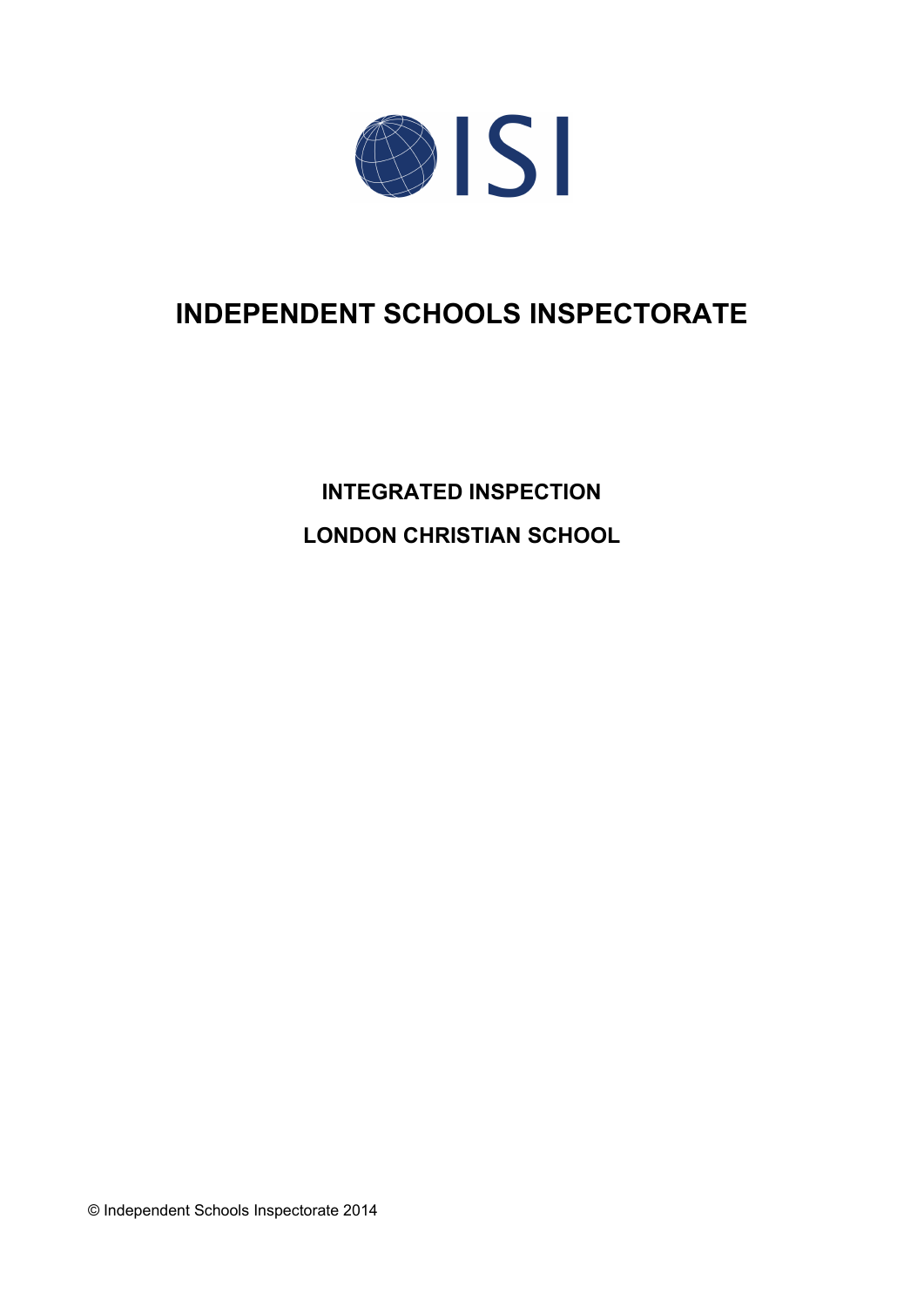ISI

# INDEPENDENT SCHOOLS INSPECTORATE

**INTEGRATED INSPECTION**

**LONDON CHRISTIAN SCHOOL**

© Independent Schools Inspectorate 2014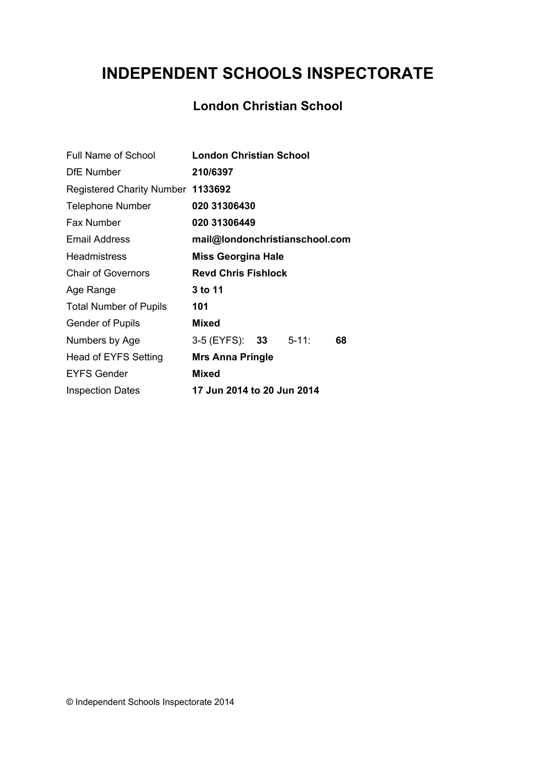# INDEPENDENT SCHOOLS INSPECTORATE

## London Christian School

| | |
|---|---|
| Full Name of School | **London Christian School** |
| DfE Number | **210/6397** |
| Registered Charity Number | **1133692** |
| Telephone Number | **020 31306430** |
| Fax Number | **020 31306449** |
| Email Address | **mail@londonchristianschool.com** |
| Headmistress | **Miss Georgina Hale** |
| Chair of Governors | **Revd Chris Fishlock** |
| Age Range | **3 to 11** |
| Total Number of Pupils | **101** |
| Gender of Pupils | **Mixed** |
| Numbers by Age | 3-5 (EYFS): **33** 5-11: **68** |
| Head of EYFS Setting | **Mrs Anna Pringle** |
| EYFS Gender | **Mixed** |
| Inspection Dates | **17 Jun 2014 to 20 Jun 2014** |

© Independent Schools Inspectorate 2014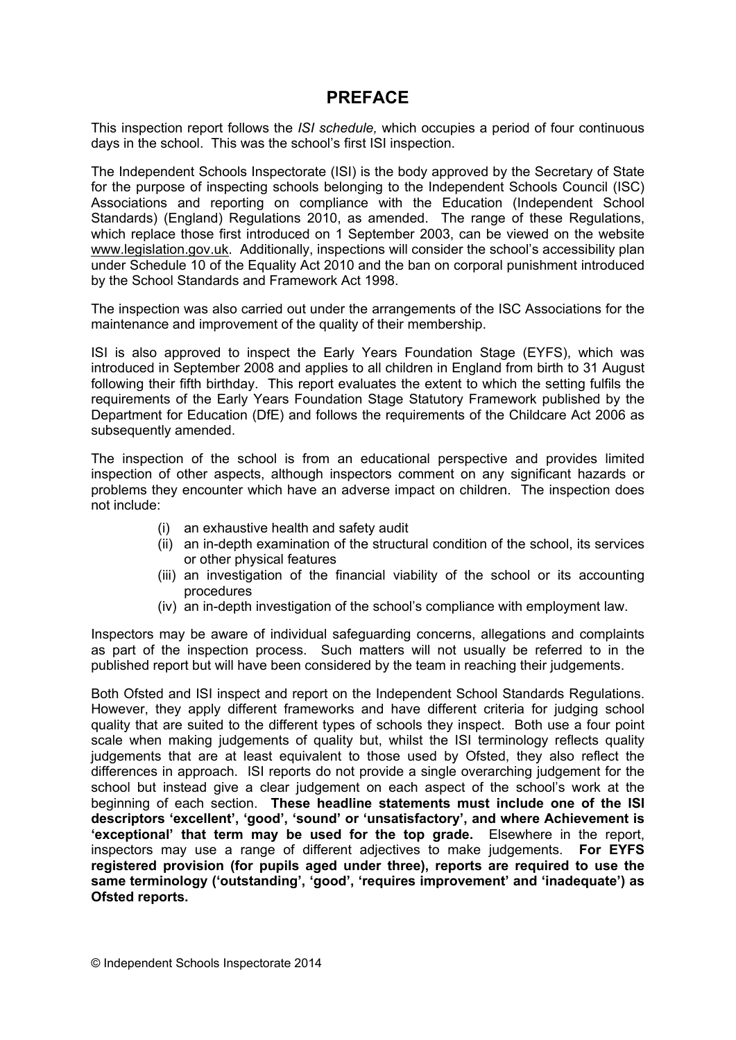# PREFACE

This inspection report follows the *ISI schedule,* which occupies a period of four continuous days in the school. This was the school's first ISI inspection.

The Independent Schools Inspectorate (ISI) is the body approved by the Secretary of State for the purpose of inspecting schools belonging to the Independent Schools Council (ISC) Associations and reporting on compliance with the Education (Independent School Standards) (England) Regulations 2010, as amended. The range of these Regulations, which replace those first introduced on 1 September 2003, can be viewed on the website www.legislation.gov.uk. Additionally, inspections will consider the school's accessibility plan under Schedule 10 of the Equality Act 2010 and the ban on corporal punishment introduced by the School Standards and Framework Act 1998.

The inspection was also carried out under the arrangements of the ISC Associations for the maintenance and improvement of the quality of their membership.

ISI is also approved to inspect the Early Years Foundation Stage (EYFS), which was introduced in September 2008 and applies to all children in England from birth to 31 August following their fifth birthday. This report evaluates the extent to which the setting fulfils the requirements of the Early Years Foundation Stage Statutory Framework published by the Department for Education (DfE) and follows the requirements of the Childcare Act 2006 as subsequently amended.

The inspection of the school is from an educational perspective and provides limited inspection of other aspects, although inspectors comment on any significant hazards or problems they encounter which have an adverse impact on children. The inspection does not include:

(i) an exhaustive health and safety audit
(ii) an in-depth examination of the structural condition of the school, its services or other physical features
(iii) an investigation of the financial viability of the school or its accounting procedures
(iv) an in-depth investigation of the school's compliance with employment law.

Inspectors may be aware of individual safeguarding concerns, allegations and complaints as part of the inspection process. Such matters will not usually be referred to in the published report but will have been considered by the team in reaching their judgements.

Both Ofsted and ISI inspect and report on the Independent School Standards Regulations. However, they apply different frameworks and have different criteria for judging school quality that are suited to the different types of schools they inspect. Both use a four point scale when making judgements of quality but, whilst the ISI terminology reflects quality judgements that are at least equivalent to those used by Ofsted, they also reflect the differences in approach. ISI reports do not provide a single overarching judgement for the school but instead give a clear judgement on each aspect of the school's work at the beginning of each section. **These headline statements must include one of the ISI descriptors 'excellent', 'good', 'sound' or 'unsatisfactory', and where Achievement is 'exceptional' that term may be used for the top grade.** Elsewhere in the report, inspectors may use a range of different adjectives to make judgements. **For EYFS registered provision (for pupils aged under three), reports are required to use the same terminology ('outstanding', 'good', 'requires improvement' and 'inadequate') as Ofsted reports.**

© Independent Schools Inspectorate 2014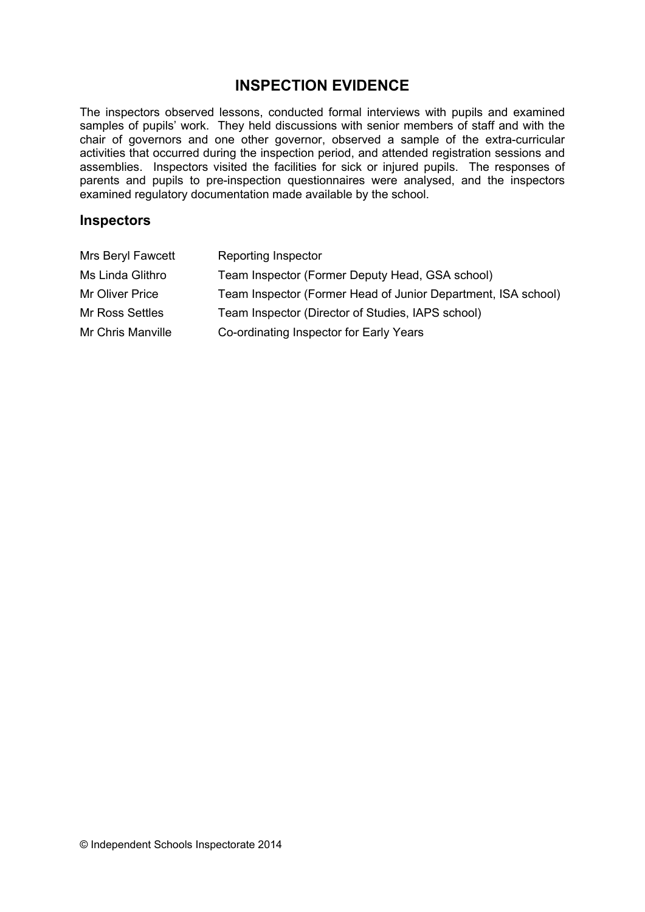# INSPECTION EVIDENCE

The inspectors observed lessons, conducted formal interviews with pupils and examined samples of pupils' work. They held discussions with senior members of staff and with the chair of governors and one other governor, observed a sample of the extra-curricular activities that occurred during the inspection period, and attended registration sessions and assemblies. Inspectors visited the facilities for sick or injured pupils. The responses of parents and pupils to pre-inspection questionnaires were analysed, and the inspectors examined regulatory documentation made available by the school.

## Inspectors

| | |
|---|---|
| Mrs Beryl Fawcett | Reporting Inspector |
| Ms Linda Glithro | Team Inspector (Former Deputy Head, GSA school) |
| Mr Oliver Price | Team Inspector (Former Head of Junior Department, ISA school) |
| Mr Ross Settles | Team Inspector (Director of Studies, IAPS school) |
| Mr Chris Manville | Co-ordinating Inspector for Early Years |

© Independent Schools Inspectorate 2014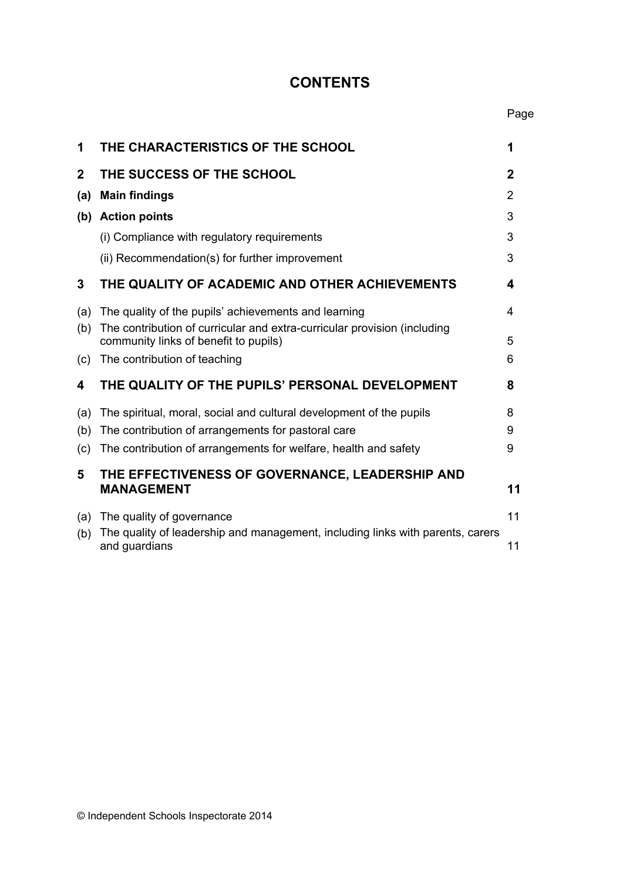# CONTENTS

| | | Page |
|---|---|---|
| **1** | **THE CHARACTERISTICS OF THE SCHOOL** | **1** |
| **2** | **THE SUCCESS OF THE SCHOOL** | **2** |
| **(a)** | **Main findings** | 2 |
| **(b)** | **Action points** | 3 |
| | (i) Compliance with regulatory requirements | 3 |
| | (ii) Recommendation(s) for further improvement | 3 |
| **3** | **THE QUALITY OF ACADEMIC AND OTHER ACHIEVEMENTS** | **4** |
| (a) | The quality of the pupils' achievements and learning | 4 |
| (b) | The contribution of curricular and extra-curricular provision (including community links of benefit to pupils) | 5 |
| (c) | The contribution of teaching | 6 |
| **4** | **THE QUALITY OF THE PUPILS' PERSONAL DEVELOPMENT** | **8** |
| (a) | The spiritual, moral, social and cultural development of the pupils | 8 |
| (b) | The contribution of arrangements for pastoral care | 9 |
| (c) | The contribution of arrangements for welfare, health and safety | 9 |
| **5** | **THE EFFECTIVENESS OF GOVERNANCE, LEADERSHIP AND MANAGEMENT** | **11** |
| (a) | The quality of governance | 11 |
| (b) | The quality of leadership and management, including links with parents, carers and guardians | 11 |

© Independent Schools Inspectorate 2014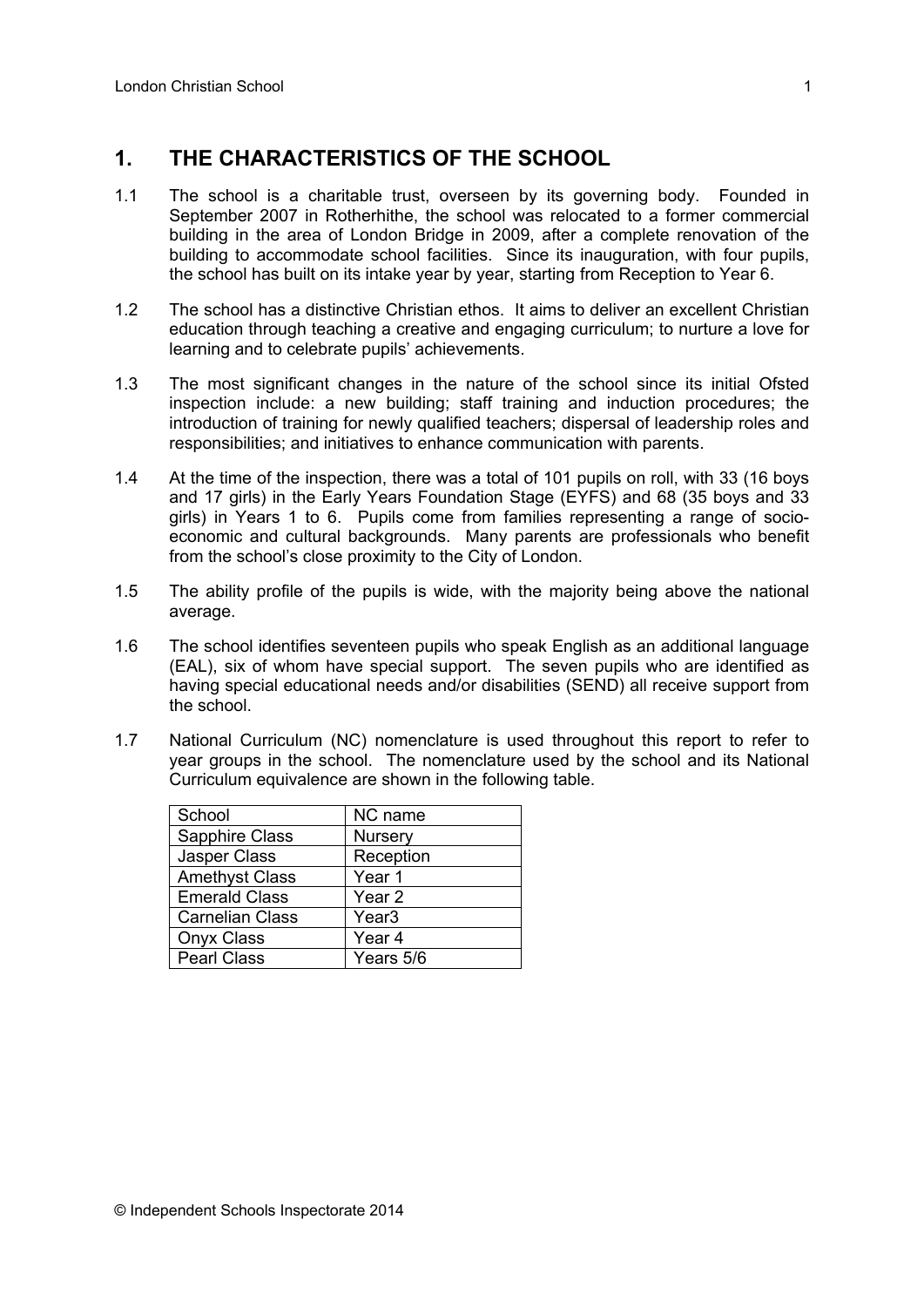## 1. THE CHARACTERISTICS OF THE SCHOOL

1.1 The school is a charitable trust, overseen by its governing body. Founded in September 2007 in Rotherhithe, the school was relocated to a former commercial building in the area of London Bridge in 2009, after a complete renovation of the building to accommodate school facilities. Since its inauguration, with four pupils, the school has built on its intake year by year, starting from Reception to Year 6.

1.2 The school has a distinctive Christian ethos. It aims to deliver an excellent Christian education through teaching a creative and engaging curriculum; to nurture a love for learning and to celebrate pupils' achievements.

1.3 The most significant changes in the nature of the school since its initial Ofsted inspection include: a new building; staff training and induction procedures; the introduction of training for newly qualified teachers; dispersal of leadership roles and responsibilities; and initiatives to enhance communication with parents.

1.4 At the time of the inspection, there was a total of 101 pupils on roll, with 33 (16 boys and 17 girls) in the Early Years Foundation Stage (EYFS) and 68 (35 boys and 33 girls) in Years 1 to 6. Pupils come from families representing a range of socio-economic and cultural backgrounds. Many parents are professionals who benefit from the school's close proximity to the City of London.

1.5 The ability profile of the pupils is wide, with the majority being above the national average.

1.6 The school identifies seventeen pupils who speak English as an additional language (EAL), six of whom have special support. The seven pupils who are identified as having special educational needs and/or disabilities (SEND) all receive support from the school.

1.7 National Curriculum (NC) nomenclature is used throughout this report to refer to year groups in the school. The nomenclature used by the school and its National Curriculum equivalence are shown in the following table.

| School | NC name |
|---|---|
| Sapphire Class | Nursery |
| Jasper Class | Reception |
| Amethyst Class | Year 1 |
| Emerald Class | Year 2 |
| Carnelian Class | Year3 |
| Onyx Class | Year 4 |
| Pearl Class | Years 5/6 |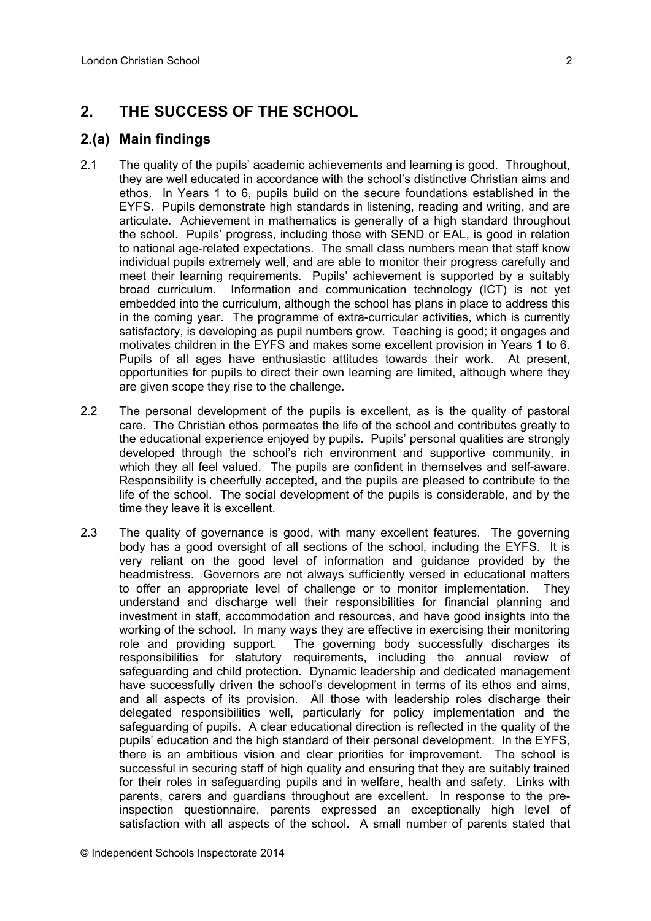## 2. THE SUCCESS OF THE SCHOOL

### 2.(a) Main findings

2.1 The quality of the pupils' academic achievements and learning is good. Throughout, they are well educated in accordance with the school's distinctive Christian aims and ethos. In Years 1 to 6, pupils build on the secure foundations established in the EYFS. Pupils demonstrate high standards in listening, reading and writing, and are articulate. Achievement in mathematics is generally of a high standard throughout the school. Pupils' progress, including those with SEND or EAL, is good in relation to national age-related expectations. The small class numbers mean that staff know individual pupils extremely well, and are able to monitor their progress carefully and meet their learning requirements. Pupils' achievement is supported by a suitably broad curriculum. Information and communication technology (ICT) is not yet embedded into the curriculum, although the school has plans in place to address this in the coming year. The programme of extra-curricular activities, which is currently satisfactory, is developing as pupil numbers grow. Teaching is good; it engages and motivates children in the EYFS and makes some excellent provision in Years 1 to 6. Pupils of all ages have enthusiastic attitudes towards their work. At present, opportunities for pupils to direct their own learning are limited, although where they are given scope they rise to the challenge.

2.2 The personal development of the pupils is excellent, as is the quality of pastoral care. The Christian ethos permeates the life of the school and contributes greatly to the educational experience enjoyed by pupils. Pupils' personal qualities are strongly developed through the school's rich environment and supportive community, in which they all feel valued. The pupils are confident in themselves and self-aware. Responsibility is cheerfully accepted, and the pupils are pleased to contribute to the life of the school. The social development of the pupils is considerable, and by the time they leave it is excellent.

2.3 The quality of governance is good, with many excellent features. The governing body has a good oversight of all sections of the school, including the EYFS. It is very reliant on the good level of information and guidance provided by the headmistress. Governors are not always sufficiently versed in educational matters to offer an appropriate level of challenge or to monitor implementation. They understand and discharge well their responsibilities for financial planning and investment in staff, accommodation and resources, and have good insights into the working of the school. In many ways they are effective in exercising their monitoring role and providing support. The governing body successfully discharges its responsibilities for statutory requirements, including the annual review of safeguarding and child protection. Dynamic leadership and dedicated management have successfully driven the school's development in terms of its ethos and aims, and all aspects of its provision. All those with leadership roles discharge their delegated responsibilities well, particularly for policy implementation and the safeguarding of pupils. A clear educational direction is reflected in the quality of the pupils' education and the high standard of their personal development. In the EYFS, there is an ambitious vision and clear priorities for improvement. The school is successful in securing staff of high quality and ensuring that they are suitably trained for their roles in safeguarding pupils and in welfare, health and safety. Links with parents, carers and guardians throughout are excellent. In response to the pre-inspection questionnaire, parents expressed an exceptionally high level of satisfaction with all aspects of the school. A small number of parents stated that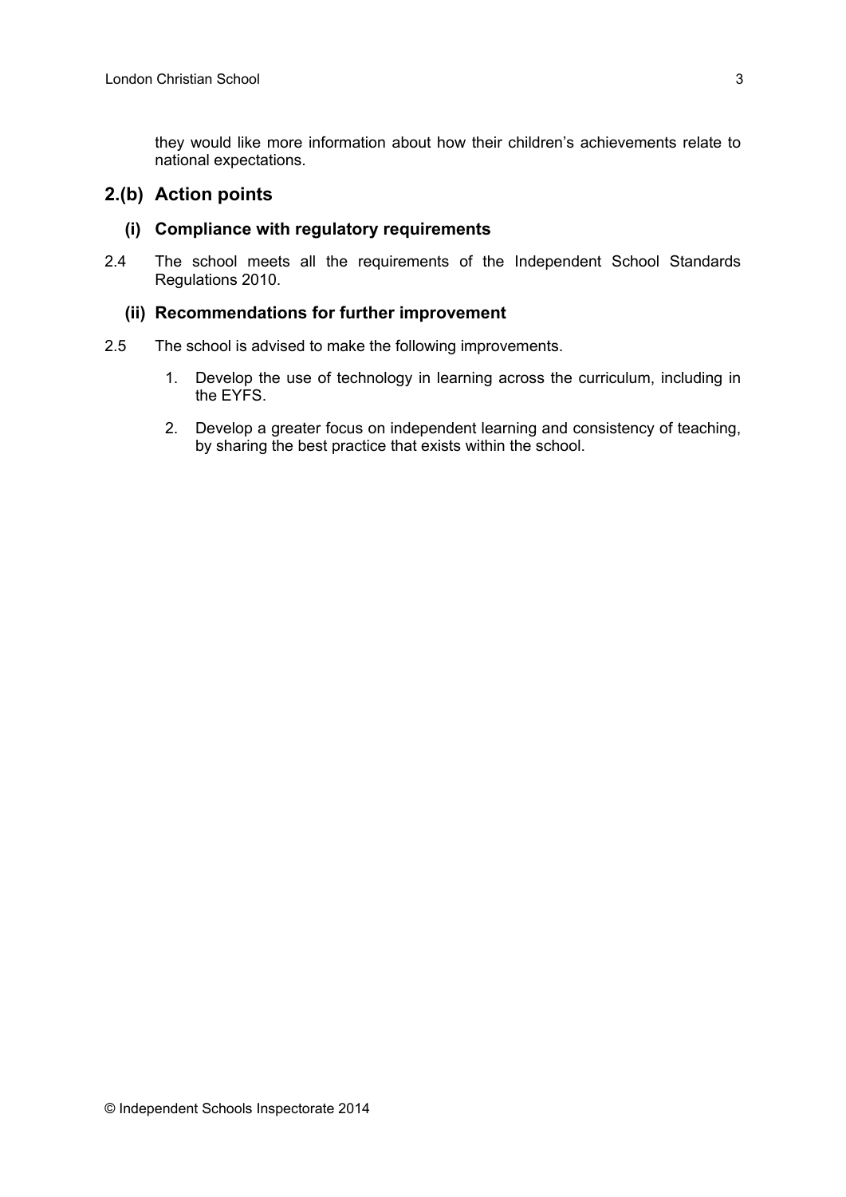they would like more information about how their children's achievements relate to national expectations.

## 2.(b) Action points

### (i) Compliance with regulatory requirements

2.4 The school meets all the requirements of the Independent School Standards Regulations 2010.

### (ii) Recommendations for further improvement

2.5 The school is advised to make the following improvements.

1. Develop the use of technology in learning across the curriculum, including in the EYFS.
2. Develop a greater focus on independent learning and consistency of teaching, by sharing the best practice that exists within the school.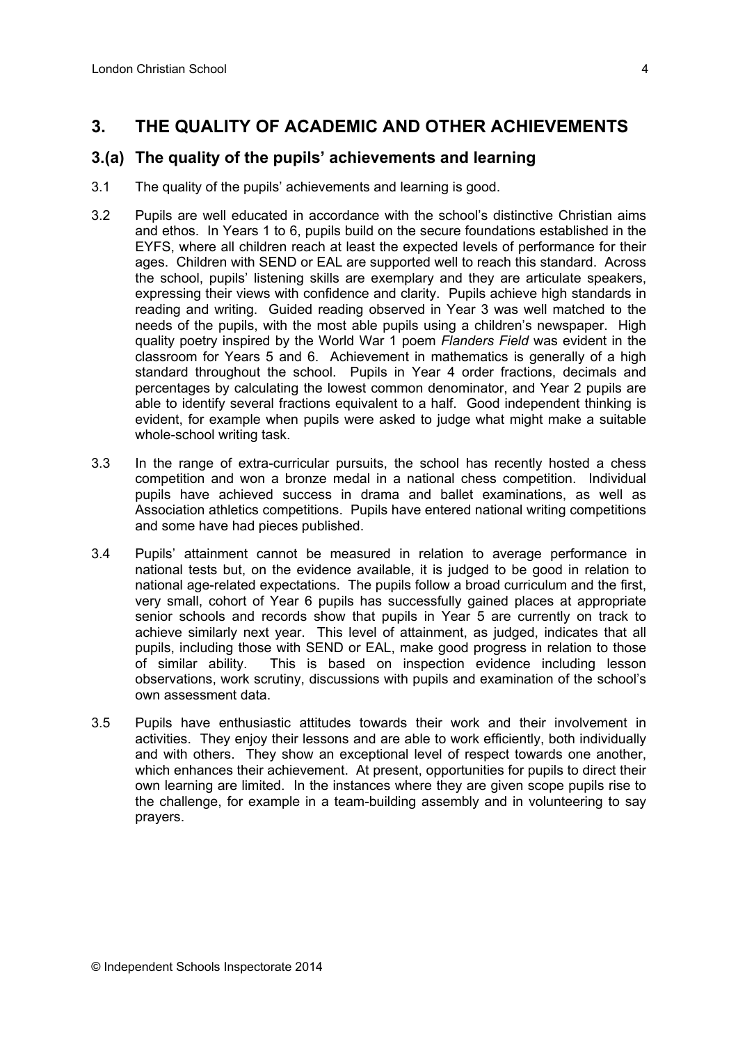## 3. THE QUALITY OF ACADEMIC AND OTHER ACHIEVEMENTS

### 3.(a) The quality of the pupils' achievements and learning

3.1 The quality of the pupils' achievements and learning is good.

3.2 Pupils are well educated in accordance with the school's distinctive Christian aims and ethos. In Years 1 to 6, pupils build on the secure foundations established in the EYFS, where all children reach at least the expected levels of performance for their ages. Children with SEND or EAL are supported well to reach this standard. Across the school, pupils' listening skills are exemplary and they are articulate speakers, expressing their views with confidence and clarity. Pupils achieve high standards in reading and writing. Guided reading observed in Year 3 was well matched to the needs of the pupils, with the most able pupils using a children's newspaper. High quality poetry inspired by the World War 1 poem *Flanders Field* was evident in the classroom for Years 5 and 6. Achievement in mathematics is generally of a high standard throughout the school. Pupils in Year 4 order fractions, decimals and percentages by calculating the lowest common denominator, and Year 2 pupils are able to identify several fractions equivalent to a half. Good independent thinking is evident, for example when pupils were asked to judge what might make a suitable whole-school writing task.

3.3 In the range of extra-curricular pursuits, the school has recently hosted a chess competition and won a bronze medal in a national chess competition. Individual pupils have achieved success in drama and ballet examinations, as well as Association athletics competitions. Pupils have entered national writing competitions and some have had pieces published.

3.4 Pupils' attainment cannot be measured in relation to average performance in national tests but, on the evidence available, it is judged to be good in relation to national age-related expectations. The pupils follow a broad curriculum and the first, very small, cohort of Year 6 pupils has successfully gained places at appropriate senior schools and records show that pupils in Year 5 are currently on track to achieve similarly next year. This level of attainment, as judged, indicates that all pupils, including those with SEND or EAL, make good progress in relation to those of similar ability. This is based on inspection evidence including lesson observations, work scrutiny, discussions with pupils and examination of the school's own assessment data.

3.5 Pupils have enthusiastic attitudes towards their work and their involvement in activities. They enjoy their lessons and are able to work efficiently, both individually and with others. They show an exceptional level of respect towards one another, which enhances their achievement. At present, opportunities for pupils to direct their own learning are limited. In the instances where they are given scope pupils rise to the challenge, for example in a team-building assembly and in volunteering to say prayers.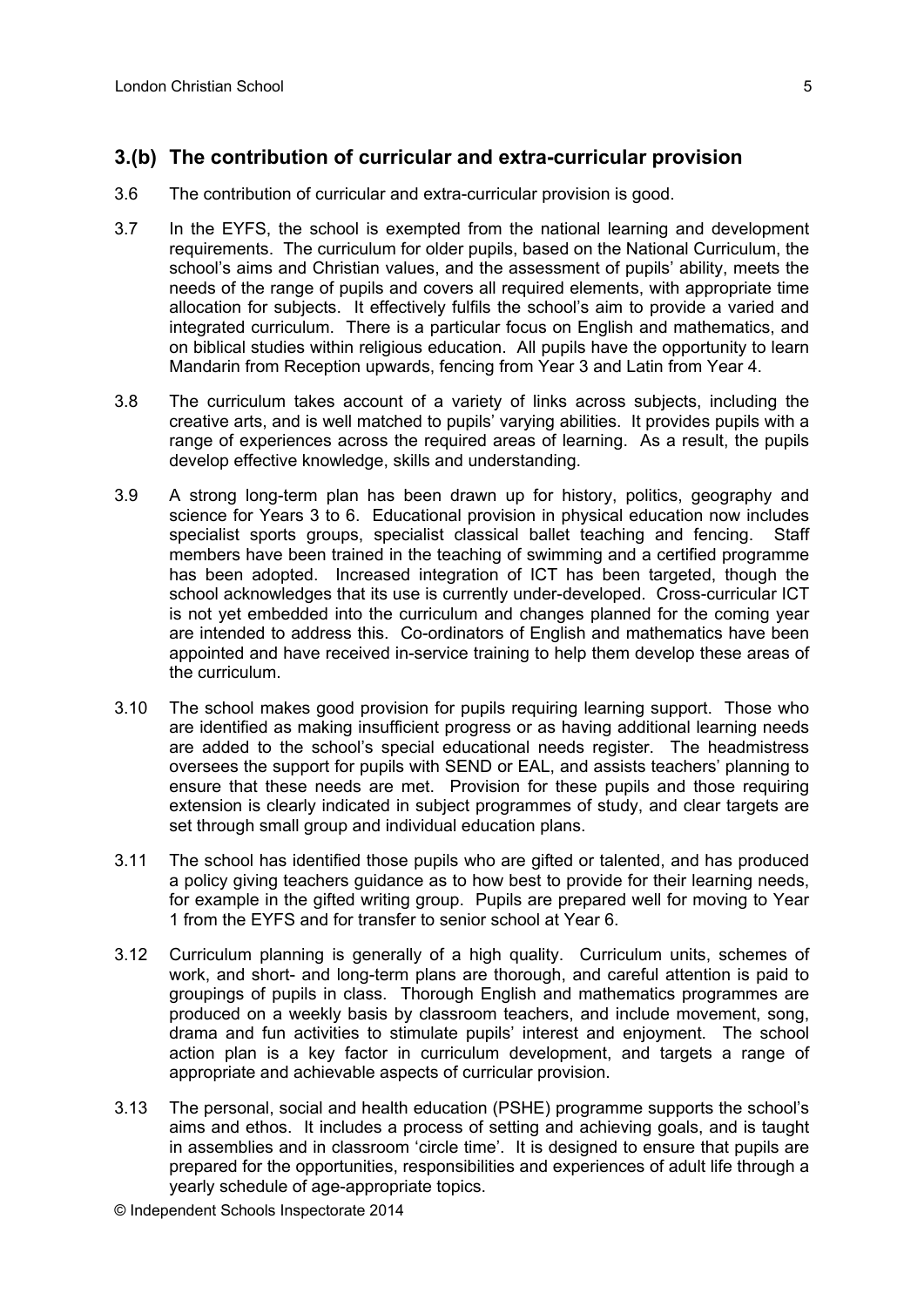## 3.(b) The contribution of curricular and extra-curricular provision

3.6 The contribution of curricular and extra-curricular provision is good.

3.7 In the EYFS, the school is exempted from the national learning and development requirements. The curriculum for older pupils, based on the National Curriculum, the school's aims and Christian values, and the assessment of pupils' ability, meets the needs of the range of pupils and covers all required elements, with appropriate time allocation for subjects. It effectively fulfils the school's aim to provide a varied and integrated curriculum. There is a particular focus on English and mathematics, and on biblical studies within religious education. All pupils have the opportunity to learn Mandarin from Reception upwards, fencing from Year 3 and Latin from Year 4.

3.8 The curriculum takes account of a variety of links across subjects, including the creative arts, and is well matched to pupils' varying abilities. It provides pupils with a range of experiences across the required areas of learning. As a result, the pupils develop effective knowledge, skills and understanding.

3.9 A strong long-term plan has been drawn up for history, politics, geography and science for Years 3 to 6. Educational provision in physical education now includes specialist sports groups, specialist classical ballet teaching and fencing. Staff members have been trained in the teaching of swimming and a certified programme has been adopted. Increased integration of ICT has been targeted, though the school acknowledges that its use is currently under-developed. Cross-curricular ICT is not yet embedded into the curriculum and changes planned for the coming year are intended to address this. Co-ordinators of English and mathematics have been appointed and have received in-service training to help them develop these areas of the curriculum.

3.10 The school makes good provision for pupils requiring learning support. Those who are identified as making insufficient progress or as having additional learning needs are added to the school's special educational needs register. The headmistress oversees the support for pupils with SEND or EAL, and assists teachers' planning to ensure that these needs are met. Provision for these pupils and those requiring extension is clearly indicated in subject programmes of study, and clear targets are set through small group and individual education plans.

3.11 The school has identified those pupils who are gifted or talented, and has produced a policy giving teachers guidance as to how best to provide for their learning needs, for example in the gifted writing group. Pupils are prepared well for moving to Year 1 from the EYFS and for transfer to senior school at Year 6.

3.12 Curriculum planning is generally of a high quality. Curriculum units, schemes of work, and short- and long-term plans are thorough, and careful attention is paid to groupings of pupils in class. Thorough English and mathematics programmes are produced on a weekly basis by classroom teachers, and include movement, song, drama and fun activities to stimulate pupils' interest and enjoyment. The school action plan is a key factor in curriculum development, and targets a range of appropriate and achievable aspects of curricular provision.

3.13 The personal, social and health education (PSHE) programme supports the school's aims and ethos. It includes a process of setting and achieving goals, and is taught in assemblies and in classroom 'circle time'. It is designed to ensure that pupils are prepared for the opportunities, responsibilities and experiences of adult life through a yearly schedule of age-appropriate topics.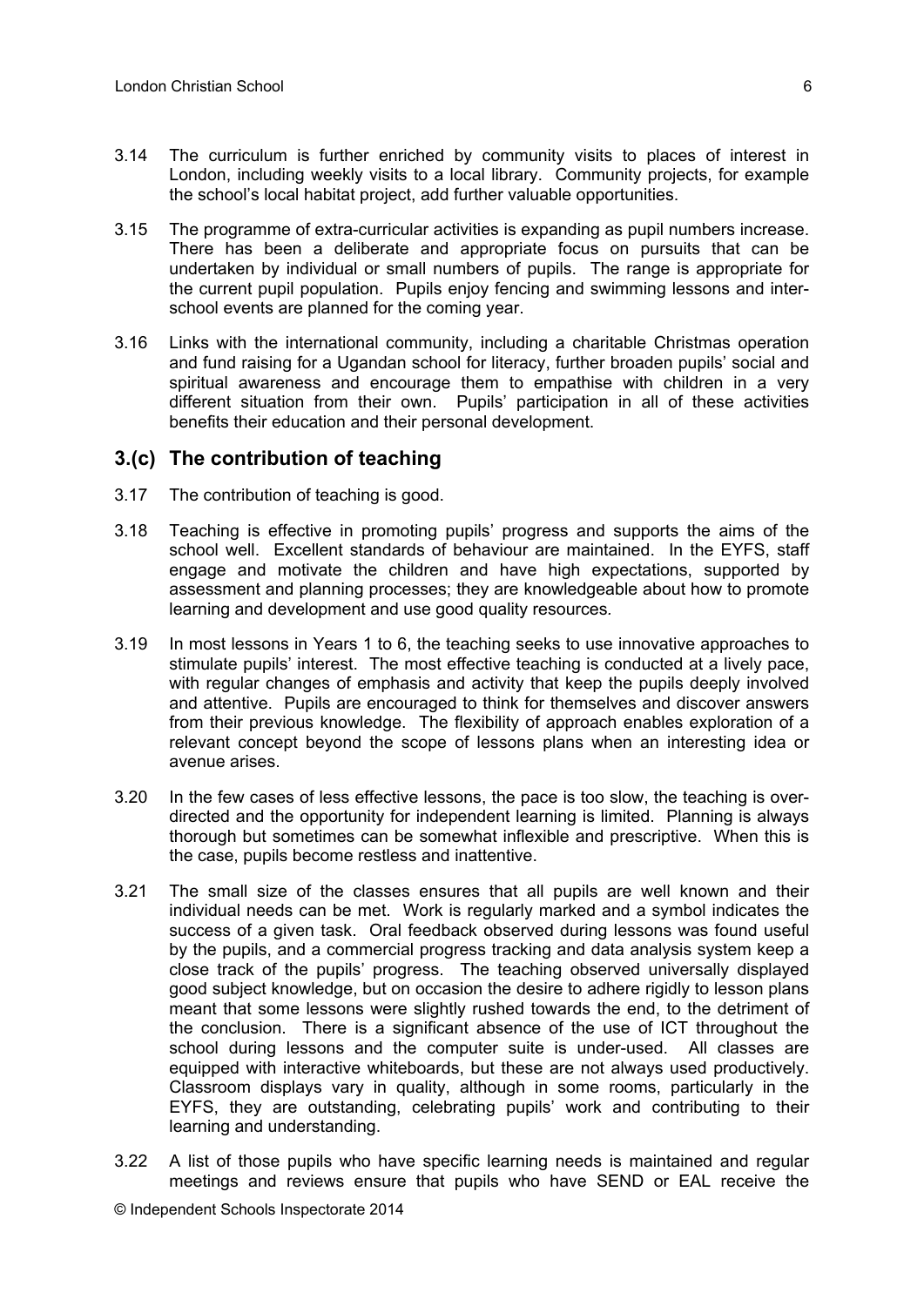3.14 The curriculum is further enriched by community visits to places of interest in London, including weekly visits to a local library. Community projects, for example the school's local habitat project, add further valuable opportunities.

3.15 The programme of extra-curricular activities is expanding as pupil numbers increase. There has been a deliberate and appropriate focus on pursuits that can be undertaken by individual or small numbers of pupils. The range is appropriate for the current pupil population. Pupils enjoy fencing and swimming lessons and inter-school events are planned for the coming year.

3.16 Links with the international community, including a charitable Christmas operation and fund raising for a Ugandan school for literacy, further broaden pupils' social and spiritual awareness and encourage them to empathise with children in a very different situation from their own. Pupils' participation in all of these activities benefits their education and their personal development.

## 3.(c) The contribution of teaching

3.17 The contribution of teaching is good.

3.18 Teaching is effective in promoting pupils' progress and supports the aims of the school well. Excellent standards of behaviour are maintained. In the EYFS, staff engage and motivate the children and have high expectations, supported by assessment and planning processes; they are knowledgeable about how to promote learning and development and use good quality resources.

3.19 In most lessons in Years 1 to 6, the teaching seeks to use innovative approaches to stimulate pupils' interest. The most effective teaching is conducted at a lively pace, with regular changes of emphasis and activity that keep the pupils deeply involved and attentive. Pupils are encouraged to think for themselves and discover answers from their previous knowledge. The flexibility of approach enables exploration of a relevant concept beyond the scope of lessons plans when an interesting idea or avenue arises.

3.20 In the few cases of less effective lessons, the pace is too slow, the teaching is over-directed and the opportunity for independent learning is limited. Planning is always thorough but sometimes can be somewhat inflexible and prescriptive. When this is the case, pupils become restless and inattentive.

3.21 The small size of the classes ensures that all pupils are well known and their individual needs can be met. Work is regularly marked and a symbol indicates the success of a given task. Oral feedback observed during lessons was found useful by the pupils, and a commercial progress tracking and data analysis system keep a close track of the pupils' progress. The teaching observed universally displayed good subject knowledge, but on occasion the desire to adhere rigidly to lesson plans meant that some lessons were slightly rushed towards the end, to the detriment of the conclusion. There is a significant absence of the use of ICT throughout the school during lessons and the computer suite is under-used. All classes are equipped with interactive whiteboards, but these are not always used productively. Classroom displays vary in quality, although in some rooms, particularly in the EYFS, they are outstanding, celebrating pupils' work and contributing to their learning and understanding.

3.22 A list of those pupils who have specific learning needs is maintained and regular meetings and reviews ensure that pupils who have SEND or EAL receive the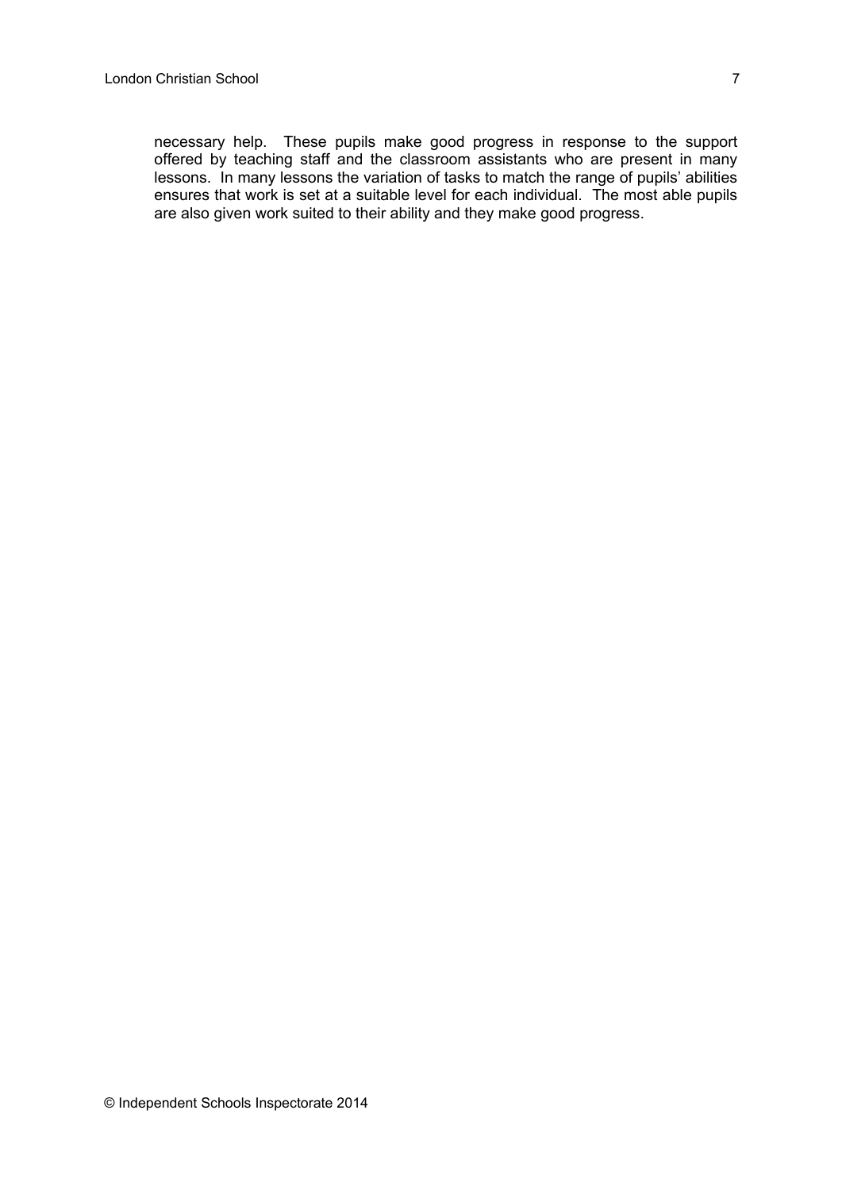necessary help. These pupils make good progress in response to the support offered by teaching staff and the classroom assistants who are present in many lessons. In many lessons the variation of tasks to match the range of pupils' abilities ensures that work is set at a suitable level for each individual. The most able pupils are also given work suited to their ability and they make good progress.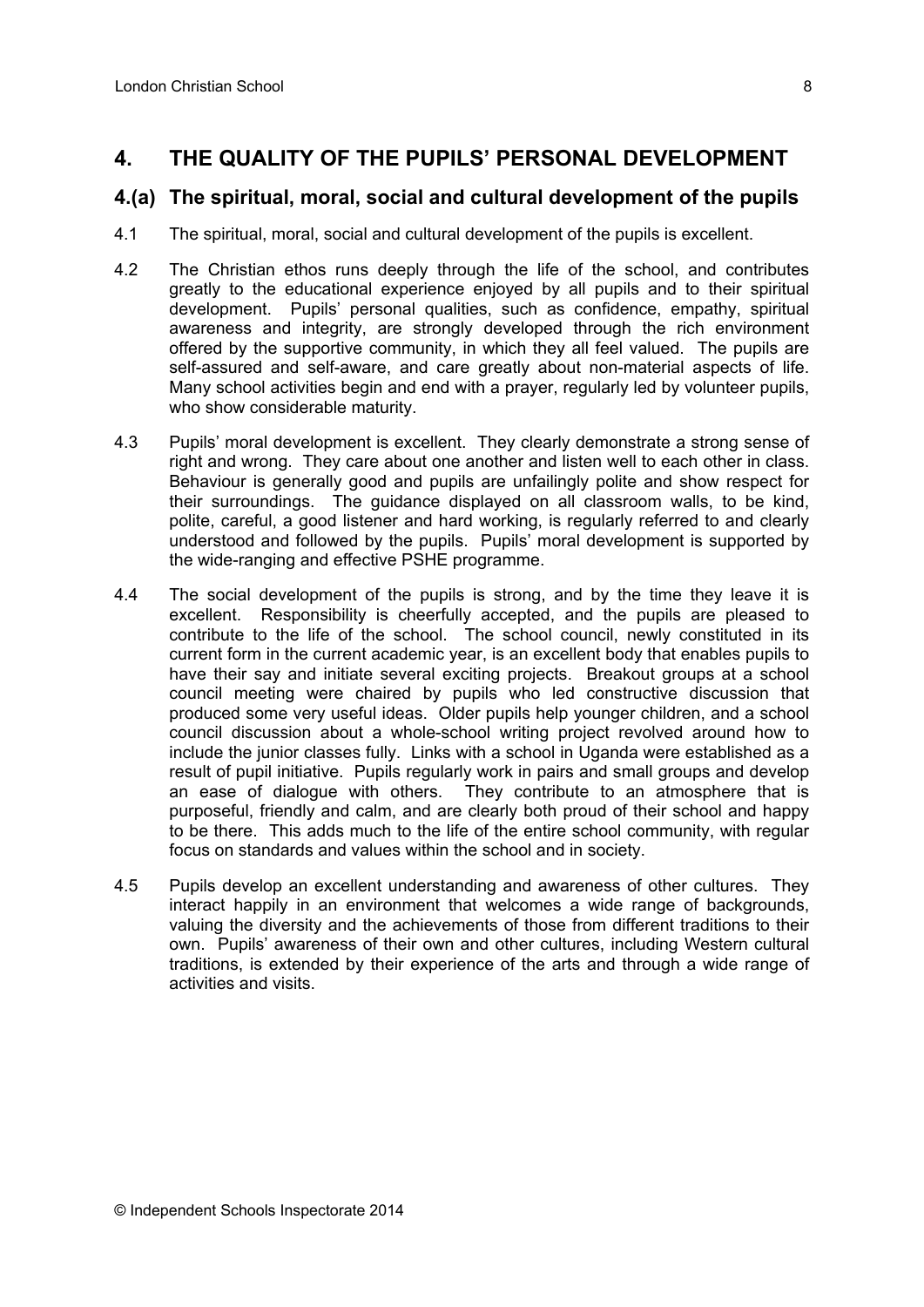## 4. THE QUALITY OF THE PUPILS' PERSONAL DEVELOPMENT

### 4.(a) The spiritual, moral, social and cultural development of the pupils

4.1 The spiritual, moral, social and cultural development of the pupils is excellent.

4.2 The Christian ethos runs deeply through the life of the school, and contributes greatly to the educational experience enjoyed by all pupils and to their spiritual development. Pupils' personal qualities, such as confidence, empathy, spiritual awareness and integrity, are strongly developed through the rich environment offered by the supportive community, in which they all feel valued. The pupils are self-assured and self-aware, and care greatly about non-material aspects of life. Many school activities begin and end with a prayer, regularly led by volunteer pupils, who show considerable maturity.

4.3 Pupils' moral development is excellent. They clearly demonstrate a strong sense of right and wrong. They care about one another and listen well to each other in class. Behaviour is generally good and pupils are unfailingly polite and show respect for their surroundings. The guidance displayed on all classroom walls, to be kind, polite, careful, a good listener and hard working, is regularly referred to and clearly understood and followed by the pupils. Pupils' moral development is supported by the wide-ranging and effective PSHE programme.

4.4 The social development of the pupils is strong, and by the time they leave it is excellent. Responsibility is cheerfully accepted, and the pupils are pleased to contribute to the life of the school. The school council, newly constituted in its current form in the current academic year, is an excellent body that enables pupils to have their say and initiate several exciting projects. Breakout groups at a school council meeting were chaired by pupils who led constructive discussion that produced some very useful ideas. Older pupils help younger children, and a school council discussion about a whole-school writing project revolved around how to include the junior classes fully. Links with a school in Uganda were established as a result of pupil initiative. Pupils regularly work in pairs and small groups and develop an ease of dialogue with others. They contribute to an atmosphere that is purposeful, friendly and calm, and are clearly both proud of their school and happy to be there. This adds much to the life of the entire school community, with regular focus on standards and values within the school and in society.

4.5 Pupils develop an excellent understanding and awareness of other cultures. They interact happily in an environment that welcomes a wide range of backgrounds, valuing the diversity and the achievements of those from different traditions to their own. Pupils' awareness of their own and other cultures, including Western cultural traditions, is extended by their experience of the arts and through a wide range of activities and visits.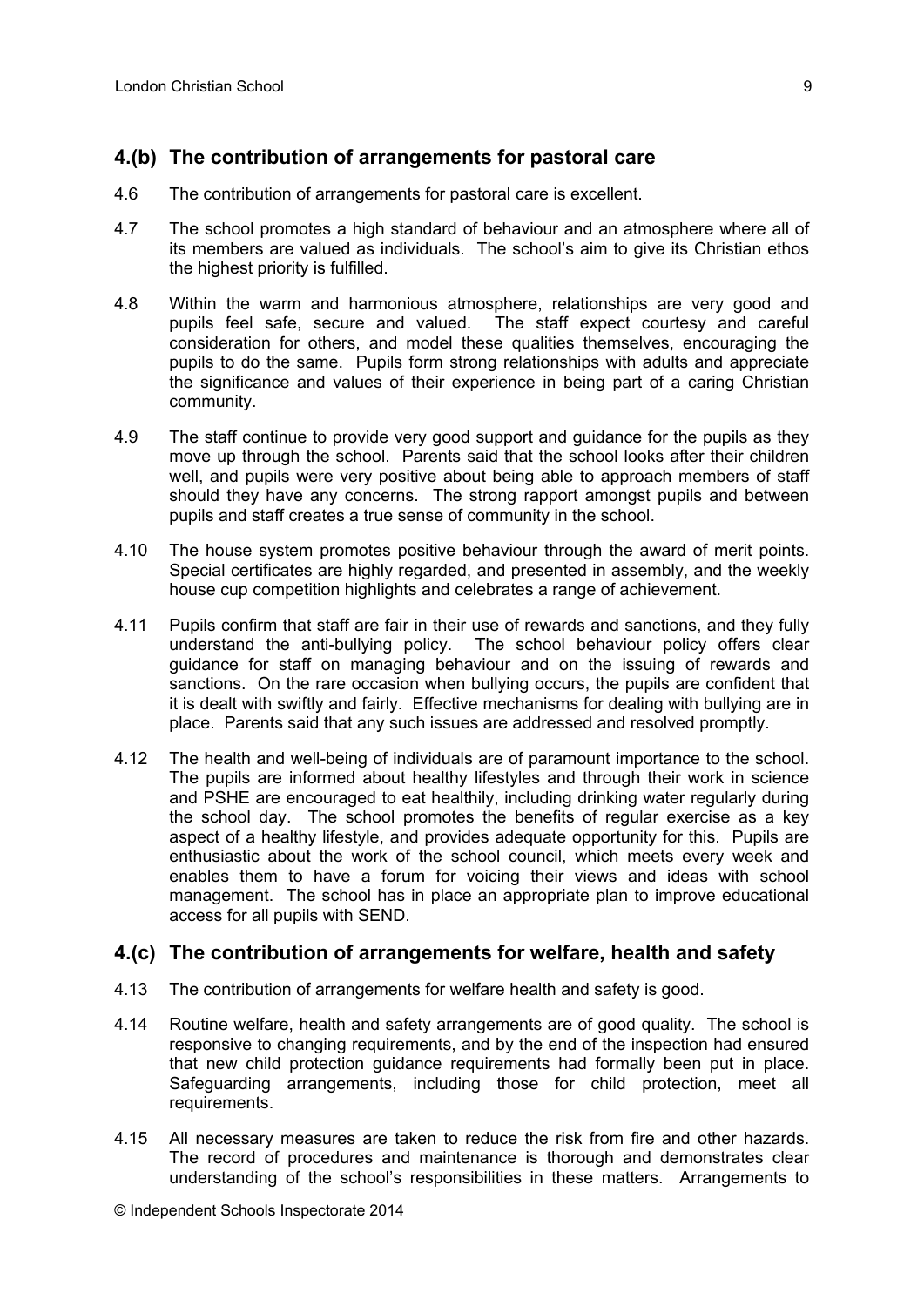## 4.(b) The contribution of arrangements for pastoral care

4.6 The contribution of arrangements for pastoral care is excellent.

4.7 The school promotes a high standard of behaviour and an atmosphere where all of its members are valued as individuals. The school's aim to give its Christian ethos the highest priority is fulfilled.

4.8 Within the warm and harmonious atmosphere, relationships are very good and pupils feel safe, secure and valued. The staff expect courtesy and careful consideration for others, and model these qualities themselves, encouraging the pupils to do the same. Pupils form strong relationships with adults and appreciate the significance and values of their experience in being part of a caring Christian community.

4.9 The staff continue to provide very good support and guidance for the pupils as they move up through the school. Parents said that the school looks after their children well, and pupils were very positive about being able to approach members of staff should they have any concerns. The strong rapport amongst pupils and between pupils and staff creates a true sense of community in the school.

4.10 The house system promotes positive behaviour through the award of merit points. Special certificates are highly regarded, and presented in assembly, and the weekly house cup competition highlights and celebrates a range of achievement.

4.11 Pupils confirm that staff are fair in their use of rewards and sanctions, and they fully understand the anti-bullying policy. The school behaviour policy offers clear guidance for staff on managing behaviour and on the issuing of rewards and sanctions. On the rare occasion when bullying occurs, the pupils are confident that it is dealt with swiftly and fairly. Effective mechanisms for dealing with bullying are in place. Parents said that any such issues are addressed and resolved promptly.

4.12 The health and well-being of individuals are of paramount importance to the school. The pupils are informed about healthy lifestyles and through their work in science and PSHE are encouraged to eat healthily, including drinking water regularly during the school day. The school promotes the benefits of regular exercise as a key aspect of a healthy lifestyle, and provides adequate opportunity for this. Pupils are enthusiastic about the work of the school council, which meets every week and enables them to have a forum for voicing their views and ideas with school management. The school has in place an appropriate plan to improve educational access for all pupils with SEND.

## 4.(c) The contribution of arrangements for welfare, health and safety

4.13 The contribution of arrangements for welfare health and safety is good.

4.14 Routine welfare, health and safety arrangements are of good quality. The school is responsive to changing requirements, and by the end of the inspection had ensured that new child protection guidance requirements had formally been put in place. Safeguarding arrangements, including those for child protection, meet all requirements.

4.15 All necessary measures are taken to reduce the risk from fire and other hazards. The record of procedures and maintenance is thorough and demonstrates clear understanding of the school's responsibilities in these matters. Arrangements to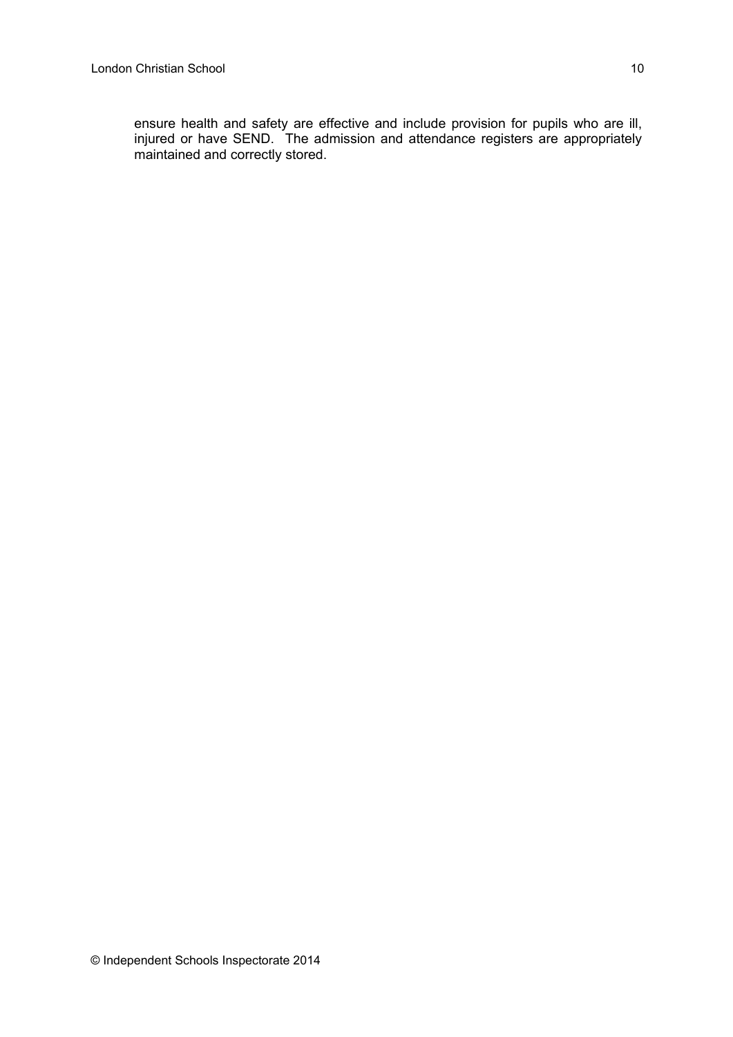ensure health and safety are effective and include provision for pupils who are ill, injured or have SEND. The admission and attendance registers are appropriately maintained and correctly stored.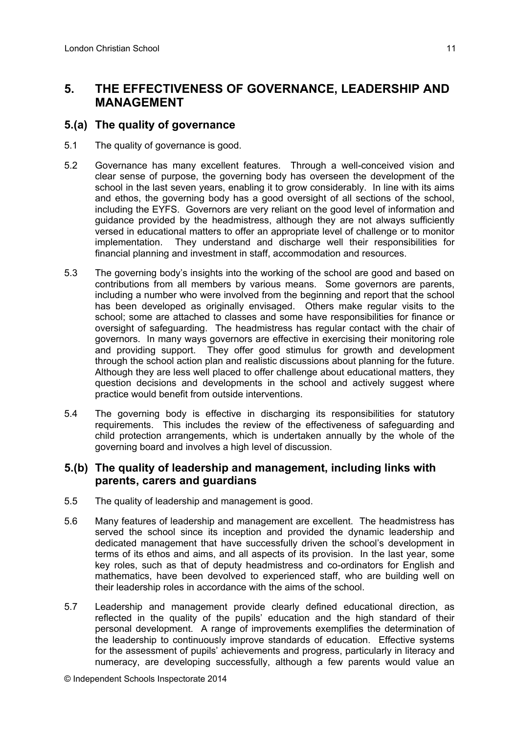## 5. THE EFFECTIVENESS OF GOVERNANCE, LEADERSHIP AND MANAGEMENT

### 5.(a) The quality of governance

5.1 The quality of governance is good.

5.2 Governance has many excellent features. Through a well-conceived vision and clear sense of purpose, the governing body has overseen the development of the school in the last seven years, enabling it to grow considerably. In line with its aims and ethos, the governing body has a good oversight of all sections of the school, including the EYFS. Governors are very reliant on the good level of information and guidance provided by the headmistress, although they are not always sufficiently versed in educational matters to offer an appropriate level of challenge or to monitor implementation. They understand and discharge well their responsibilities for financial planning and investment in staff, accommodation and resources.

5.3 The governing body's insights into the working of the school are good and based on contributions from all members by various means. Some governors are parents, including a number who were involved from the beginning and report that the school has been developed as originally envisaged. Others make regular visits to the school; some are attached to classes and some have responsibilities for finance or oversight of safeguarding. The headmistress has regular contact with the chair of governors. In many ways governors are effective in exercising their monitoring role and providing support. They offer good stimulus for growth and development through the school action plan and realistic discussions about planning for the future. Although they are less well placed to offer challenge about educational matters, they question decisions and developments in the school and actively suggest where practice would benefit from outside interventions.

5.4 The governing body is effective in discharging its responsibilities for statutory requirements. This includes the review of the effectiveness of safeguarding and child protection arrangements, which is undertaken annually by the whole of the governing board and involves a high level of discussion.

### 5.(b) The quality of leadership and management, including links with parents, carers and guardians

5.5 The quality of leadership and management is good.

5.6 Many features of leadership and management are excellent. The headmistress has served the school since its inception and provided the dynamic leadership and dedicated management that have successfully driven the school's development in terms of its ethos and aims, and all aspects of its provision. In the last year, some key roles, such as that of deputy headmistress and co-ordinators for English and mathematics, have been devolved to experienced staff, who are building well on their leadership roles in accordance with the aims of the school.

5.7 Leadership and management provide clearly defined educational direction, as reflected in the quality of the pupils' education and the high standard of their personal development. A range of improvements exemplifies the determination of the leadership to continuously improve standards of education. Effective systems for the assessment of pupils' achievements and progress, particularly in literacy and numeracy, are developing successfully, although a few parents would value an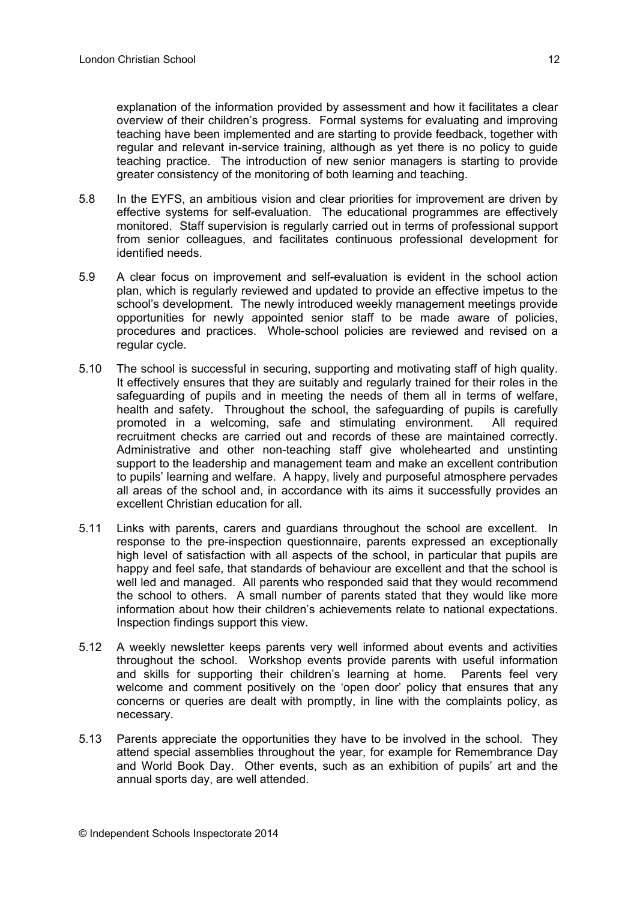explanation of the information provided by assessment and how it facilitates a clear overview of their children's progress. Formal systems for evaluating and improving teaching have been implemented and are starting to provide feedback, together with regular and relevant in-service training, although as yet there is no policy to guide teaching practice. The introduction of new senior managers is starting to provide greater consistency of the monitoring of both learning and teaching.

5.8 In the EYFS, an ambitious vision and clear priorities for improvement are driven by effective systems for self-evaluation. The educational programmes are effectively monitored. Staff supervision is regularly carried out in terms of professional support from senior colleagues, and facilitates continuous professional development for identified needs.

5.9 A clear focus on improvement and self-evaluation is evident in the school action plan, which is regularly reviewed and updated to provide an effective impetus to the school's development. The newly introduced weekly management meetings provide opportunities for newly appointed senior staff to be made aware of policies, procedures and practices. Whole-school policies are reviewed and revised on a regular cycle.

5.10 The school is successful in securing, supporting and motivating staff of high quality. It effectively ensures that they are suitably and regularly trained for their roles in the safeguarding of pupils and in meeting the needs of them all in terms of welfare, health and safety. Throughout the school, the safeguarding of pupils is carefully promoted in a welcoming, safe and stimulating environment. All required recruitment checks are carried out and records of these are maintained correctly. Administrative and other non-teaching staff give wholehearted and unstinting support to the leadership and management team and make an excellent contribution to pupils' learning and welfare. A happy, lively and purposeful atmosphere pervades all areas of the school and, in accordance with its aims it successfully provides an excellent Christian education for all.

5.11 Links with parents, carers and guardians throughout the school are excellent. In response to the pre-inspection questionnaire, parents expressed an exceptionally high level of satisfaction with all aspects of the school, in particular that pupils are happy and feel safe, that standards of behaviour are excellent and that the school is well led and managed. All parents who responded said that they would recommend the school to others. A small number of parents stated that they would like more information about how their children's achievements relate to national expectations. Inspection findings support this view.

5.12 A weekly newsletter keeps parents very well informed about events and activities throughout the school. Workshop events provide parents with useful information and skills for supporting their children's learning at home. Parents feel very welcome and comment positively on the 'open door' policy that ensures that any concerns or queries are dealt with promptly, in line with the complaints policy, as necessary.

5.13 Parents appreciate the opportunities they have to be involved in the school. They attend special assemblies throughout the year, for example for Remembrance Day and World Book Day. Other events, such as an exhibition of pupils' art and the annual sports day, are well attended.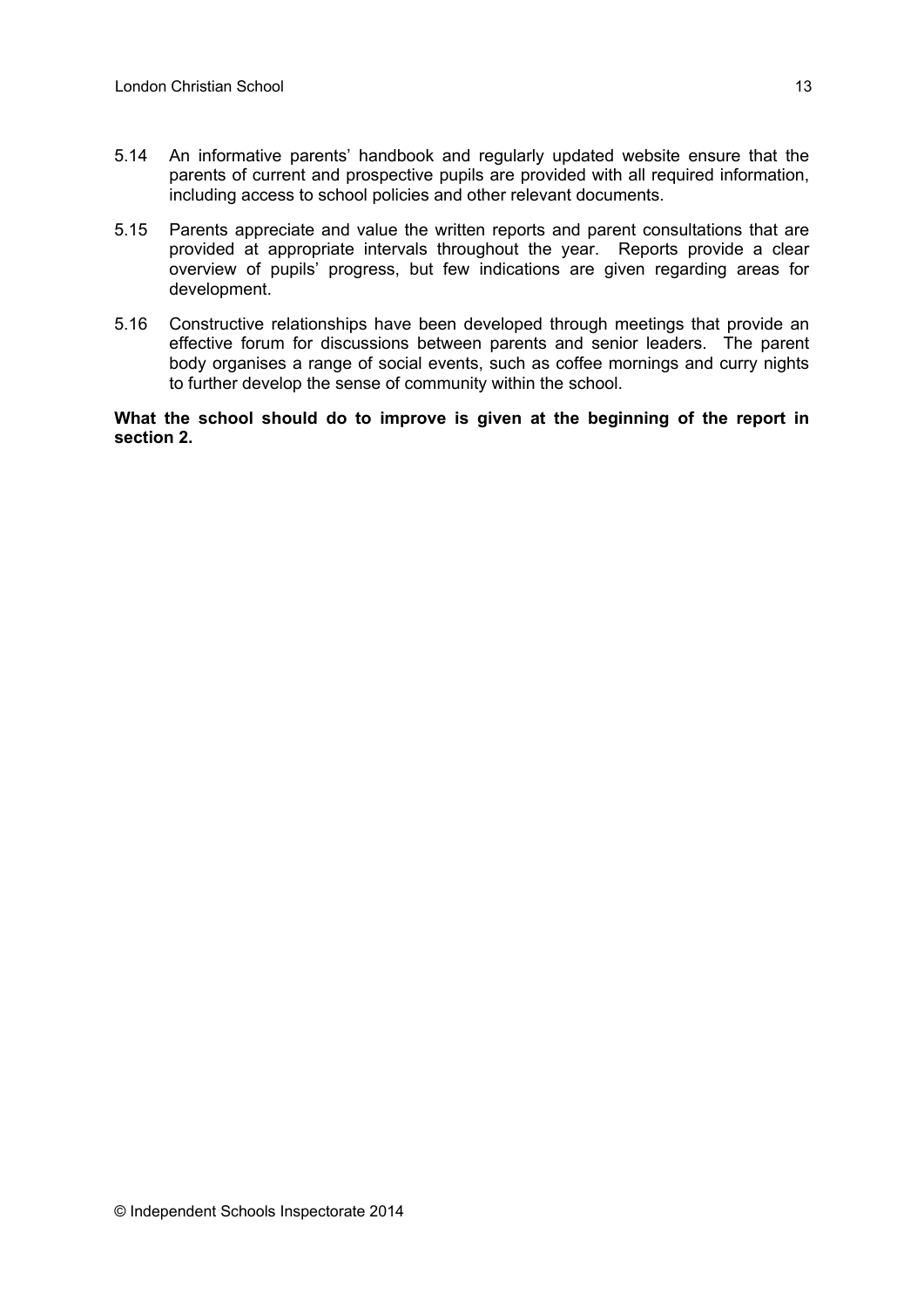5.14 An informative parents' handbook and regularly updated website ensure that the parents of current and prospective pupils are provided with all required information, including access to school policies and other relevant documents.

5.15 Parents appreciate and value the written reports and parent consultations that are provided at appropriate intervals throughout the year. Reports provide a clear overview of pupils' progress, but few indications are given regarding areas for development.

5.16 Constructive relationships have been developed through meetings that provide an effective forum for discussions between parents and senior leaders. The parent body organises a range of social events, such as coffee mornings and curry nights to further develop the sense of community within the school.

**What the school should do to improve is given at the beginning of the report in section 2.**